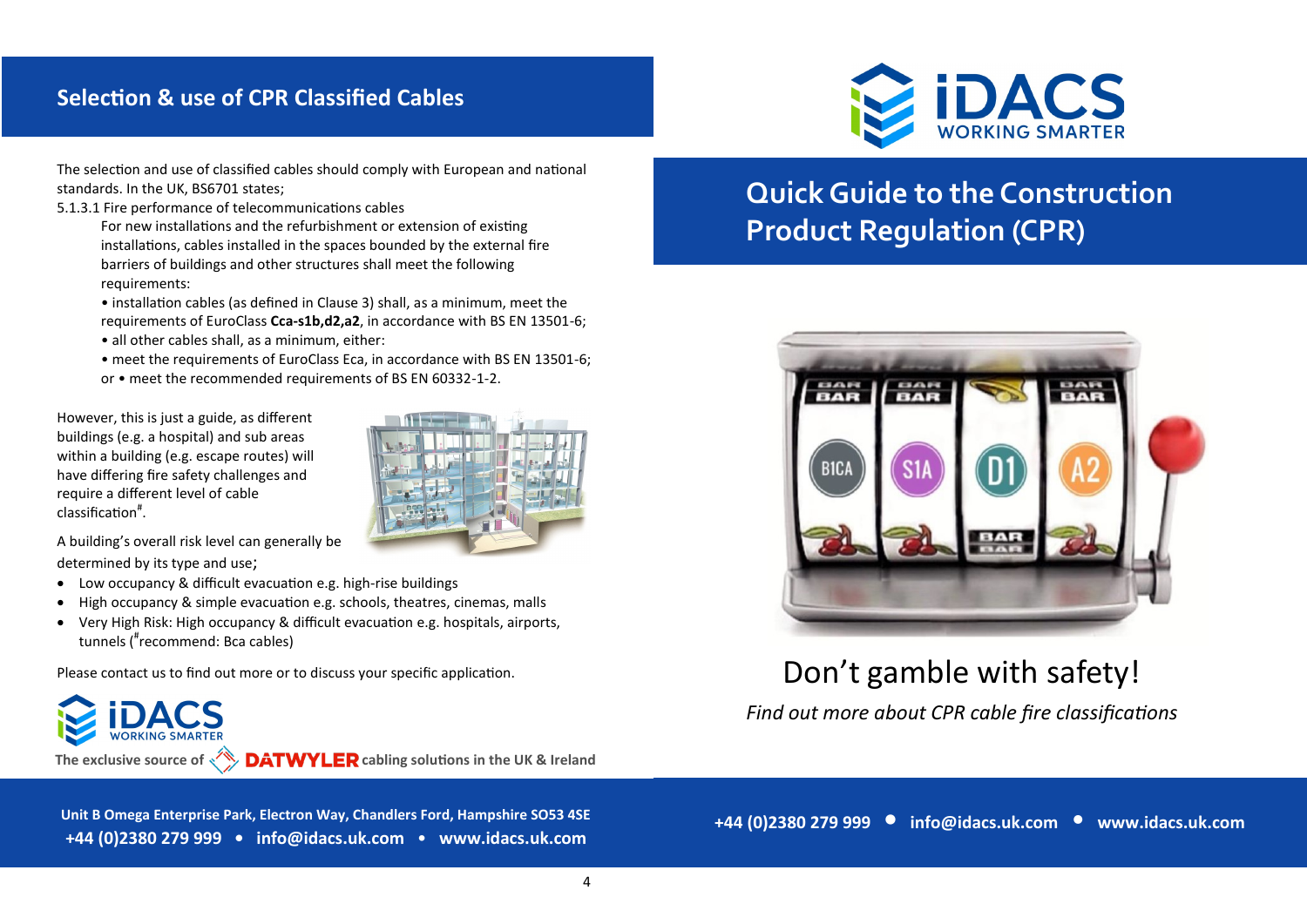## Selection & use of CPR Classified Cables

The selection and use of classified cables should comply with European and national standards. In the UK, BS6701 states;

5.1.3.1 Fire performance of telecommunications cables

For new installations and the refurbishment or extension of existing installations, cables installed in the spaces bounded by the external fire barriers of buildings and other structures shall meet the following requirements:

- installation cables (as defined in Clause 3) shall, as a minimum, meet the requirements of EuroClass **Cca-s1b,d2,a2**, in accordance with BS EN 13501-6;
- all other cables shall, as a minimum, either:
- meet the requirements of EuroClass Eca, in accordance with BS EN 13501-6;

or • meet the recommended requirements of BS EN 60332-1-2.

However, this is just a guide, as different buildings (e.g. a hospital) and sub areas within a building (e.g. escape routes) will have differing fire safety challenges and require a different level of cable classification#.

A building's overall risk level can generally be determined by its type and use;

- Low occupancy & difficult evacuation e.g. high-rise buildings
- High occupancy & simple evacuation e.g. schools, theatres, cinemas, malls
- Very High Risk: High occupancy & difficult evacuation e.g. hospitals, airports, tunnels (#recommend: Bca cables)

Please contact us to find out more or to discuss your specific application.

iDACS WORKING SMARTER

The exclusive source of DÄTWYLER cabling solutions in the UK & Ireland

**Unit B Omega Enterprise Park, Electron Way, Chandlers Ford, Hampshire SO53 4SE**
**+44 (0)2380 279 999 • info@idacs.uk.com • www.idacs.uk.com**

iDACS WORKING SMARTER

# Quick Guide to the Construction Product Regulation (CPR)

Don't gamble with safety!

*Find out more about CPR cable fire classifications*

**+44 (0)2380 279 999 • info@idacs.uk.com • www.idacs.uk.com**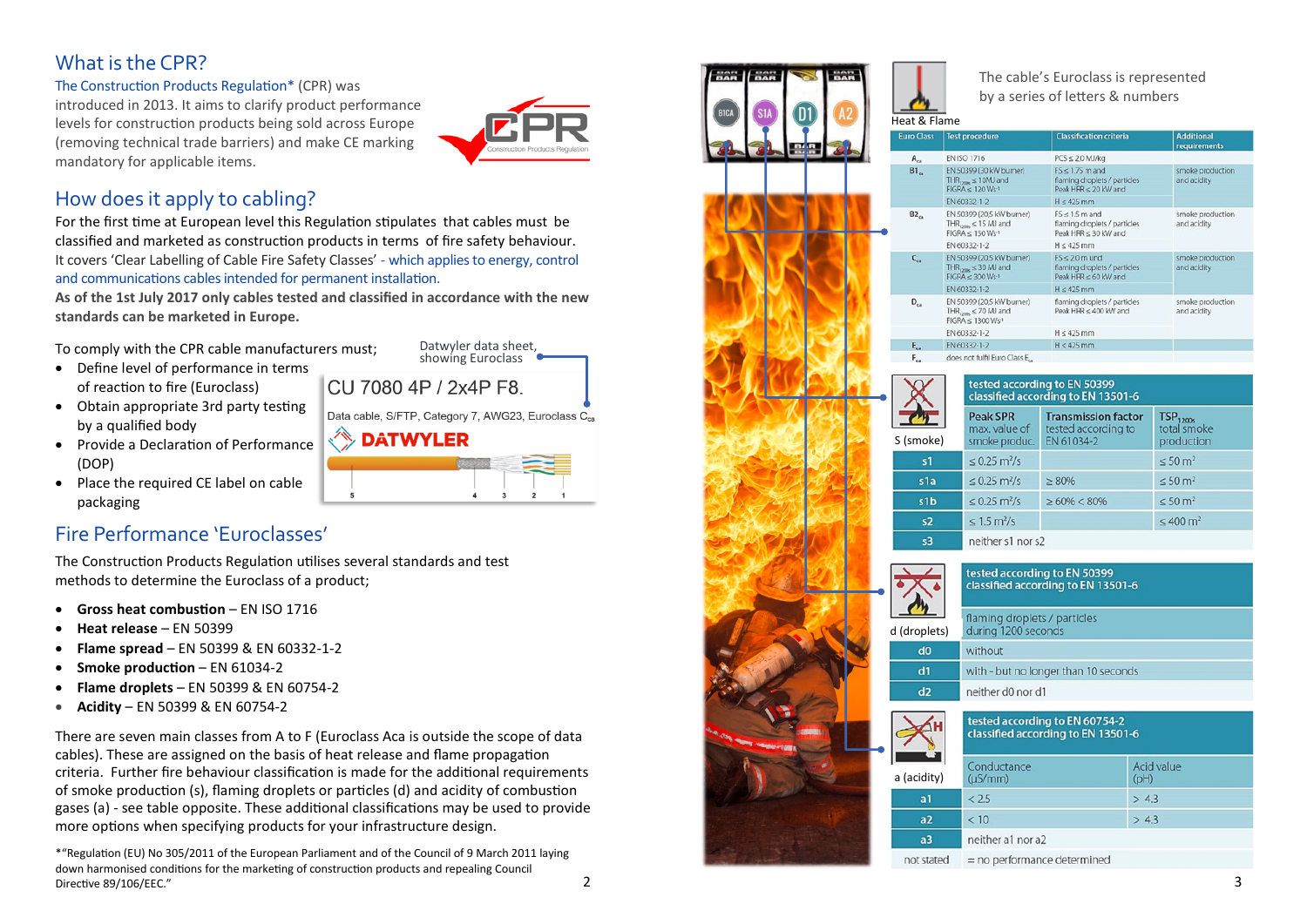## What is the CPR?

The Construction Products Regulation* (CPR) was introduced in 2013. It aims to clarify product performance levels for construction products being sold across Europe (removing technical trade barriers) and make CE marking mandatory for applicable items.

## How does it apply to cabling?

For the first time at European level this Regulation stipulates that cables must be classified and marketed as construction products in terms of fire safety behaviour. It covers 'Clear Labelling of Cable Fire Safety Classes' - which applies to energy, control and communications cables intended for permanent installation.

**As of the 1st July 2017 only cables tested and classified in accordance with the new standards can be marketed in Europe.**

To comply with the CPR cable manufacturers must;

- Define level of performance in terms of reaction to fire (Euroclass)
- Obtain appropriate 3rd party testing by a qualified body
- Provide a Declaration of Performance (DOP)
- Place the required CE label on cable packaging

Datwyler data sheet, showing Euroclass

CU 7080 4P / 2x4P F8.

Data cable, S/FTP, Category 7, AWG23, Euroclass $C_{ca}$

DATWYLER

## Fire Performance 'Euroclasses'

The Construction Products Regulation utilises several standards and test methods to determine the Euroclass of a product;

- **Gross heat combustion** – EN ISO 1716
- **Heat release** – EN 50399
- **Flame spread** – EN 50399 & EN 60332-1-2
- **Smoke production** – EN 61034-2
- **Flame droplets** – EN 50399 & EN 60754-2
- **Acidity** – EN 50399 & EN 60754-2

There are seven main classes from A to F (Euroclass Aca is outside the scope of data cables). These are assigned on the basis of heat release and flame propagation criteria. Further fire behaviour classification is made for the additional requirements of smoke production (s), flaming droplets or particles (d) and acidity of combustion gases (a) - see table opposite. These additional classifications may be used to provide more options when specifying products for your infrastructure design.

*"Regulation (EU) No 305/2011 of the European Parliament and of the Council of 9 March 2011 laying down harmonised conditions for the marketing of construction products and repealing Council Directive 89/106/EEC."

B1CA S1A D1 A2

The cable's Euroclass is represented by a series of letters & numbers

Heat & Flame

| Euro Class | Test procedure | Classification criteria | Additional requirements |
|---|---|---|---|
| $A_{ca}$ | EN ISO 1716 | PCS ≤ 2.0 MJ/kg | |
| $B1_{ca}$ | EN 50399 (30 kW burner) $THR_{1200s}$ ≤ 10 MJ and FIGRA ≤ 120 $Ws^{-1}$ | FS ≤ 1.75 m and flaming droplets / particles Peak HRR ≤ 20 kW and | smoke production and acidity |
| | EN 60332-1-2 | H ≤ 425 mm | |
| $B2_{ca}$ | EN 50399 (20.5 kW burner) $THR_{1200s}$ ≤ 15 MJ and FIGRA ≤ 150 $Ws^{-1}$ | FS ≤ 1.5 m and flaming droplets / particles Peak HRR ≤ 30 kW and | smoke production and acidity |
| | EN 60332-1-2 | H ≤ 425 mm | |
| $C_{ca}$ | EN 50399 (20.5 kW burner) $THR_{1200s}$ ≤ 30 MJ and FIGRA ≤ 300 $Ws^{-1}$ | FS ≤ 2.0 m und flaming droplets / particles Peak HRR ≤ 60 kW and | smoke production and acidity |
| | EN 60332-1-2 | H ≤ 425 mm | |
| $D_{ca}$ | EN 50399 (20.5 kW burner) $THR_{1200s}$ ≤ 70 MJ and FIGRA ≤ 1300 $Ws^{-1}$ | flaming droplets / particles Peak HRR ≤ 400 kW and | smoke production and acidity |
| | EN 60332-1-2 | H ≤ 425 mm | |
| $E_{ca}$ | EN 60332-1-2 | H ≤ 425 mm | |
| $F_{ca}$ | does not fulfil Euro Class $E_{ca}$ | | |

S (smoke) — tested according to EN 50399, classified according to EN 13501-6

| | Peak SPR max. value of smoke produc. | Transmission factor tested according to EN 61034-2 | $TSP_{1200s}$ total smoke production |
|---|---|---|---|
| s1 | ≤ 0.25 m²/s | | ≤ 50 m² |
| s1a | ≤ 0.25 m²/s | ≥ 80% | ≤ 50 m² |
| s1b | ≤ 0.25 m²/s | ≥ 60% < 80% | ≤ 50 m² |
| s2 | ≤ 1.5 m²/s | | ≤ 400 m² |
| s3 | neither s1 nor s2 | | |

d (droplets) — tested according to EN 50399, classified according to EN 13501-6

| | flaming droplets / particles during 1200 seconds |
|---|---|
| d0 | without |
| d1 | with - but no longer than 10 seconds |
| d2 | neither d0 nor d1 |

a (acidity) — tested according to EN 60754-2, classified according to EN 13501-6

| | Conductance (µS/mm) | Acid value (pH) |
|---|---|---|
| a1 | < 2.5 | > 4.3 |
| a2 | < 10 | > 4.3 |
| a3 | neither a1 nor a2 | |
| not stated | = no performance determined | |